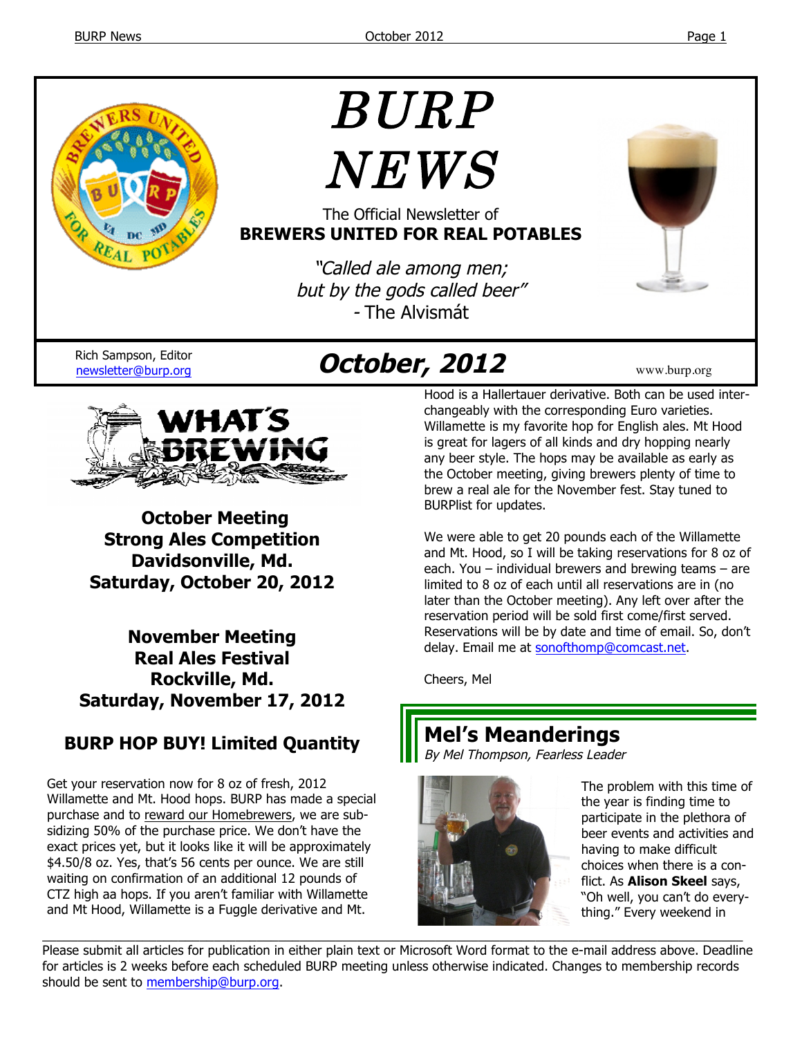# BURP NEWS

The Official Newsletter of
**BREWERS UNITED FOR REAL POTABLES**

*"Called ale among men;*
*but by the gods called beer"*
- The Alvismát

Rich Sampson, Editor
newsletter@burp.org

## *October, 2012*

www.burp.org

## WHAT'S BREWING

**October Meeting**
**Strong Ales Competition**
**Davidsonville, Md.**
**Saturday, October 20, 2012**

**November Meeting**
**Real Ales Festival**
**Rockville, Md.**
**Saturday, November 17, 2012**

### BURP HOP BUY! Limited Quantity

Get your reservation now for 8 oz of fresh, 2012 Willamette and Mt. Hood hops. BURP has made a special purchase and to reward our Homebrewers, we are subsidizing 50% of the purchase price. We don't have the exact prices yet, but it looks like it will be approximately $4.50/8 oz. Yes, that's 56 cents per ounce. We are still waiting on confirmation of an additional 12 pounds of CTZ high aa hops. If you aren't familiar with Willamette and Mt Hood, Willamette is a Fuggle derivative and Mt. Hood is a Hallertauer derivative. Both can be used interchangeably with the corresponding Euro varieties. Willamette is my favorite hop for English ales. Mt Hood is great for lagers of all kinds and dry hopping nearly any beer style. The hops may be available as early as the October meeting, giving brewers plenty of time to brew a real ale for the November fest. Stay tuned to BURPlist for updates.

We were able to get 20 pounds each of the Willamette and Mt. Hood, so I will be taking reservations for 8 oz of each. You – individual brewers and brewing teams – are limited to 8 oz of each until all reservations are in (no later than the October meeting). Any left over after the reservation period will be sold first come/first served. Reservations will be by date and time of email. So, don't delay. Email me at sonofthomp@comcast.net.

Cheers, Mel

## Mel's Meanderings

*By Mel Thompson, Fearless Leader*

The problem with this time of the year is finding time to participate in the plethora of beer events and activities and having to make difficult choices when there is a conflict. As **Alison Skeel** says, "Oh well, you can't do everything." Every weekend in

---

Please submit all articles for publication in either plain text or Microsoft Word format to the e-mail address above. Deadline for articles is 2 weeks before each scheduled BURP meeting unless otherwise indicated. Changes to membership records should be sent to membership@burp.org.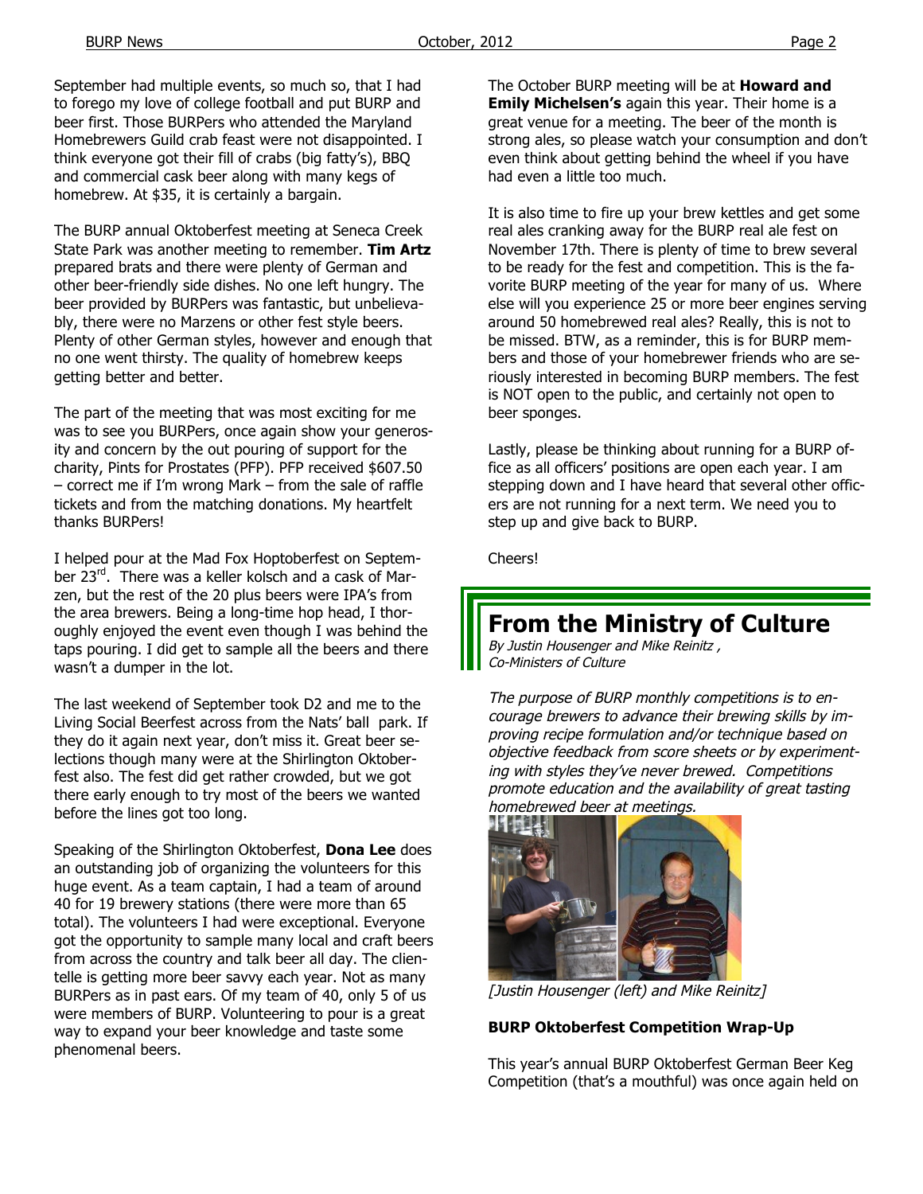September had multiple events, so much so, that I had to forego my love of college football and put BURP and beer first. Those BURPers who attended the Maryland Homebrewers Guild crab feast were not disappointed. I think everyone got their fill of crabs (big fatty's), BBQ and commercial cask beer along with many kegs of homebrew. At $35, it is certainly a bargain.

The BURP annual Oktoberfest meeting at Seneca Creek State Park was another meeting to remember. **Tim Artz** prepared brats and there were plenty of German and other beer-friendly side dishes. No one left hungry. The beer provided by BURPers was fantastic, but unbelievably, there were no Marzens or other fest style beers. Plenty of other German styles, however and enough that no one went thirsty. The quality of homebrew keeps getting better and better.

The part of the meeting that was most exciting for me was to see you BURPers, once again show your generosity and concern by the out pouring of support for the charity, Pints for Prostates (PFP). PFP received $607.50 – correct me if I'm wrong Mark – from the sale of raffle tickets and from the matching donations. My heartfelt thanks BURPers!

I helped pour at the Mad Fox Hoptoberfest on September 23rd. There was a keller kolsch and a cask of Marzen, but the rest of the 20 plus beers were IPA's from the area brewers. Being a long-time hop head, I thoroughly enjoyed the event even though I was behind the taps pouring. I did get to sample all the beers and there wasn't a dumper in the lot.

The last weekend of September took D2 and me to the Living Social Beerfest across from the Nats' ball park. If they do it again next year, don't miss it. Great beer selections though many were at the Shirlington Oktoberfest also. The fest did get rather crowded, but we got there early enough to try most of the beers we wanted before the lines got too long.

Speaking of the Shirlington Oktoberfest, **Dona Lee** does an outstanding job of organizing the volunteers for this huge event. As a team captain, I had a team of around 40 for 19 brewery stations (there were more than 65 total). The volunteers I had were exceptional. Everyone got the opportunity to sample many local and craft beers from across the country and talk beer all day. The clientelle is getting more beer savvy each year. Not as many BURPers as in past ears. Of my team of 40, only 5 of us were members of BURP. Volunteering to pour is a great way to expand your beer knowledge and taste some phenomenal beers.

The October BURP meeting will be at **Howard and Emily Michelsen's** again this year. Their home is a great venue for a meeting. The beer of the month is strong ales, so please watch your consumption and don't even think about getting behind the wheel if you have had even a little too much.

It is also time to fire up your brew kettles and get some real ales cranking away for the BURP real ale fest on November 17th. There is plenty of time to brew several to be ready for the fest and competition. This is the favorite BURP meeting of the year for many of us. Where else will you experience 25 or more beer engines serving around 50 homebrewed real ales? Really, this is not to be missed. BTW, as a reminder, this is for BURP members and those of your homebrewer friends who are seriously interested in becoming BURP members. The fest is NOT open to the public, and certainly not open to beer sponges.

Lastly, please be thinking about running for a BURP office as all officers' positions are open each year. I am stepping down and I have heard that several other officers are not running for a next term. We need you to step up and give back to BURP.

Cheers!

# From the Ministry of Culture

*By Justin Housenger and Mike Reinitz , Co-Ministers of Culture*

*The purpose of BURP monthly competitions is to encourage brewers to advance their brewing skills by improving recipe formulation and/or technique based on objective feedback from score sheets or by experimenting with styles they've never brewed. Competitions promote education and the availability of great tasting homebrewed beer at meetings.*

*[Justin Housenger (left) and Mike Reinitz]*

**BURP Oktoberfest Competition Wrap-Up**

This year's annual BURP Oktoberfest German Beer Keg Competition (that's a mouthful) was once again held on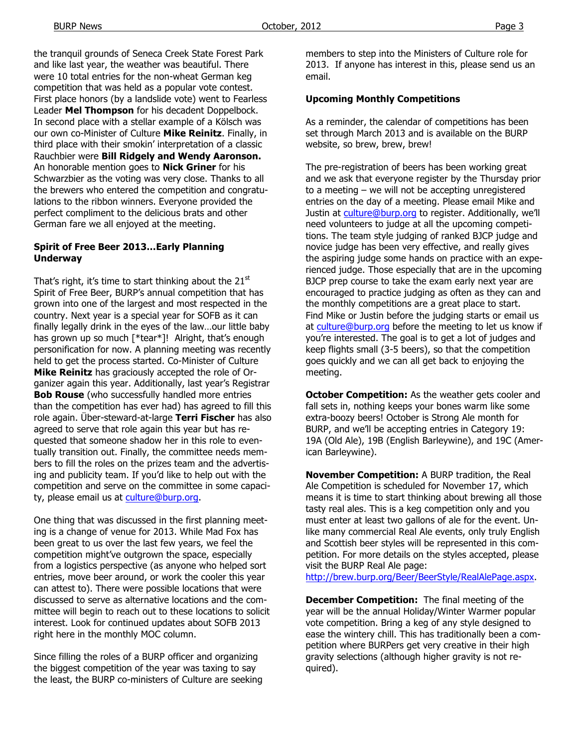the tranquil grounds of Seneca Creek State Forest Park and like last year, the weather was beautiful. There were 10 total entries for the non-wheat German keg competition that was held as a popular vote contest. First place honors (by a landslide vote) went to Fearless Leader **Mel Thompson** for his decadent Doppelbock. In second place with a stellar example of a Kölsch was our own co-Minister of Culture **Mike Reinitz**. Finally, in third place with their smokin' interpretation of a classic Rauchbier were **Bill Ridgely and Wendy Aaronson.** An honorable mention goes to **Nick Griner** for his Schwarzbier as the voting was very close. Thanks to all the brewers who entered the competition and congratulations to the ribbon winners. Everyone provided the perfect compliment to the delicious brats and other German fare we all enjoyed at the meeting.

**Spirit of Free Beer 2013…Early Planning Underway**

That's right, it's time to start thinking about the 21st Spirit of Free Beer, BURP's annual competition that has grown into one of the largest and most respected in the country. Next year is a special year for SOFB as it can finally legally drink in the eyes of the law…our little baby has grown up so much [*tear*]! Alright, that's enough personification for now. A planning meeting was recently held to get the process started. Co-Minister of Culture **Mike Reinitz** has graciously accepted the role of Organizer again this year. Additionally, last year's Registrar **Bob Rouse** (who successfully handled more entries than the competition has ever had) has agreed to fill this role again. Über-steward-at-large **Terri Fischer** has also agreed to serve that role again this year but has requested that someone shadow her in this role to eventually transition out. Finally, the committee needs members to fill the roles on the prizes team and the advertising and publicity team. If you'd like to help out with the competition and serve on the committee in some capacity, please email us at culture@burp.org.

One thing that was discussed in the first planning meeting is a change of venue for 2013. While Mad Fox has been great to us over the last few years, we feel the competition might've outgrown the space, especially from a logistics perspective (as anyone who helped sort entries, move beer around, or work the cooler this year can attest to). There were possible locations that were discussed to serve as alternative locations and the committee will begin to reach out to these locations to solicit interest. Look for continued updates about SOFB 2013 right here in the monthly MOC column.

Since filling the roles of a BURP officer and organizing the biggest competition of the year was taxing to say the least, the BURP co-ministers of Culture are seeking members to step into the Ministers of Culture role for 2013. If anyone has interest in this, please send us an email.

**Upcoming Monthly Competitions**

As a reminder, the calendar of competitions has been set through March 2013 and is available on the BURP website, so brew, brew, brew!

The pre-registration of beers has been working great and we ask that everyone register by the Thursday prior to a meeting – we will not be accepting unregistered entries on the day of a meeting. Please email Mike and Justin at culture@burp.org to register. Additionally, we'll need volunteers to judge at all the upcoming competitions. The team style judging of ranked BJCP judge and novice judge has been very effective, and really gives the aspiring judge some hands on practice with an experienced judge. Those especially that are in the upcoming BJCP prep course to take the exam early next year are encouraged to practice judging as often as they can and the monthly competitions are a great place to start. Find Mike or Justin before the judging starts or email us at culture@burp.org before the meeting to let us know if you're interested. The goal is to get a lot of judges and keep flights small (3-5 beers), so that the competition goes quickly and we can all get back to enjoying the meeting.

**October Competition:** As the weather gets cooler and fall sets in, nothing keeps your bones warm like some extra-boozy beers! October is Strong Ale month for BURP, and we'll be accepting entries in Category 19: 19A (Old Ale), 19B (English Barleywine), and 19C (American Barleywine).

**November Competition:** A BURP tradition, the Real Ale Competition is scheduled for November 17, which means it is time to start thinking about brewing all those tasty real ales. This is a keg competition only and you must enter at least two gallons of ale for the event. Unlike many commercial Real Ale events, only truly English and Scottish beer styles will be represented in this competition. For more details on the styles accepted, please visit the BURP Real Ale page: http://brew.burp.org/Beer/BeerStyle/RealAlePage.aspx.

**December Competition:** The final meeting of the year will be the annual Holiday/Winter Warmer popular vote competition. Bring a keg of any style designed to ease the wintery chill. This has traditionally been a competition where BURPers get very creative in their high gravity selections (although higher gravity is not required).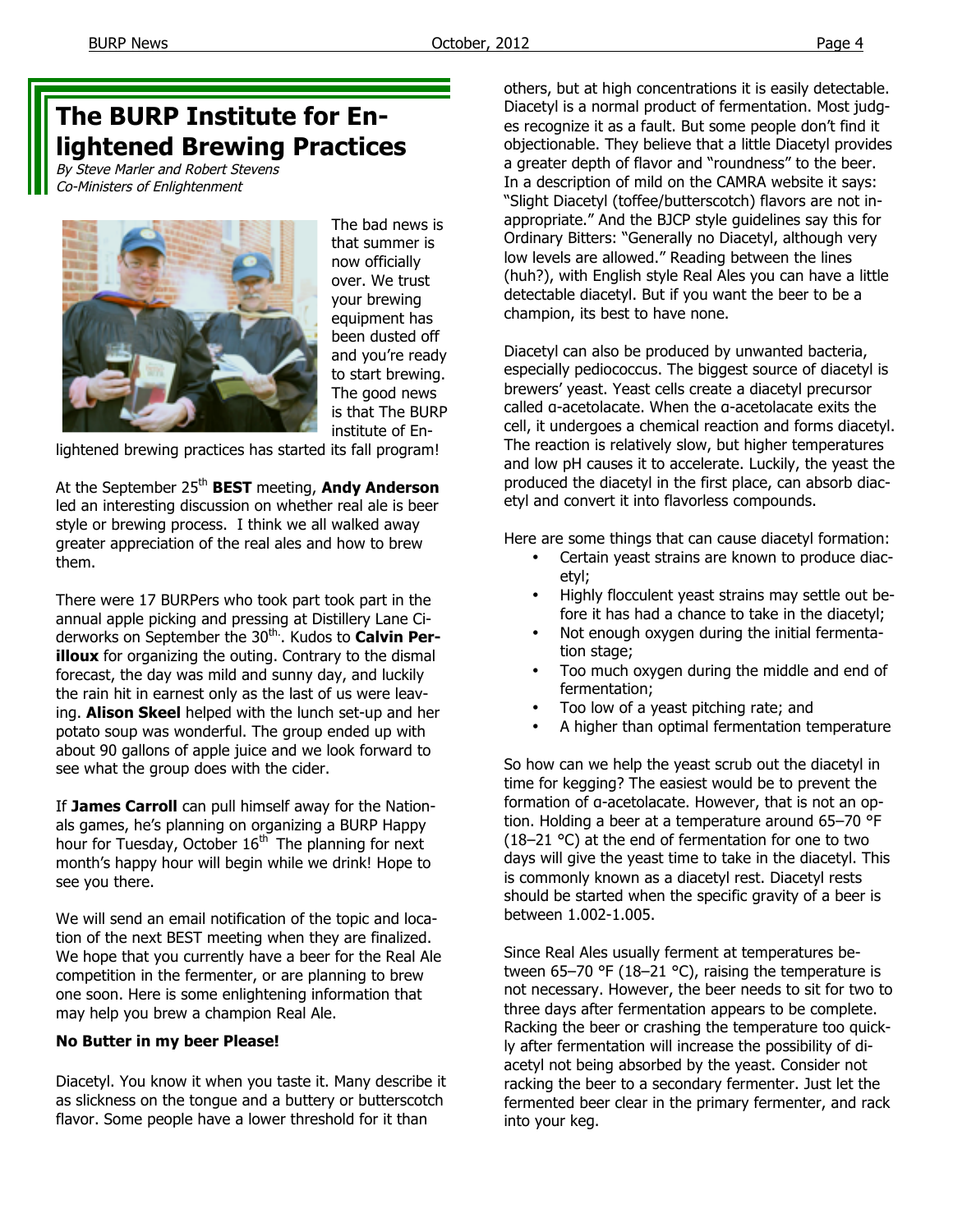## The BURP Institute for Enlightened Brewing Practices

*By Steve Marler and Robert Stevens*
*Co-Ministers of Enlightenment*

The bad news is that summer is now officially over. We trust your brewing equipment has been dusted off and you're ready to start brewing. The good news is that The BURP institute of Enlightened brewing practices has started its fall program!

At the September 25th **BEST** meeting, **Andy Anderson** led an interesting discussion on whether real ale is beer style or brewing process. I think we all walked away greater appreciation of the real ales and how to brew them.

There were 17 BURPers who took part took part in the annual apple picking and pressing at Distillery Lane Ciderworks on September the 30th. Kudos to **Calvin Perilloux** for organizing the outing. Contrary to the dismal forecast, the day was mild and sunny day, and luckily the rain hit in earnest only as the last of us were leaving. **Alison Skeel** helped with the lunch set-up and her potato soup was wonderful. The group ended up with about 90 gallons of apple juice and we look forward to see what the group does with the cider.

If **James Carroll** can pull himself away for the Nationals games, he's planning on organizing a BURP Happy hour for Tuesday, October 16th The planning for next month's happy hour will begin while we drink! Hope to see you there.

We will send an email notification of the topic and location of the next BEST meeting when they are finalized. We hope that you currently have a beer for the Real Ale competition in the fermenter, or are planning to brew one soon. Here is some enlightening information that may help you brew a champion Real Ale.

**No Butter in my beer Please!**

Diacetyl. You know it when you taste it. Many describe it as slickness on the tongue and a buttery or butterscotch flavor. Some people have a lower threshold for it than others, but at high concentrations it is easily detectable. Diacetyl is a normal product of fermentation. Most judges recognize it as a fault. But some people don't find it objectionable. They believe that a little Diacetyl provides a greater depth of flavor and "roundness" to the beer. In a description of mild on the CAMRA website it says: "Slight Diacetyl (toffee/butterscotch) flavors are not inappropriate." And the BJCP style guidelines say this for Ordinary Bitters: "Generally no Diacetyl, although very low levels are allowed." Reading between the lines (huh?), with English style Real Ales you can have a little detectable diacetyl. But if you want the beer to be a champion, its best to have none.

Diacetyl can also be produced by unwanted bacteria, especially pediococcus. The biggest source of diacetyl is brewers' yeast. Yeast cells create a diacetyl precursor called α-acetolacate. When the α-acetolacate exits the cell, it undergoes a chemical reaction and forms diacetyl. The reaction is relatively slow, but higher temperatures and low pH causes it to accelerate. Luckily, the yeast the produced the diacetyl in the first place, can absorb diacetyl and convert it into flavorless compounds.

Here are some things that can cause diacetyl formation:

- Certain yeast strains are known to produce diacetyl;
- Highly flocculent yeast strains may settle out before it has had a chance to take in the diacetyl;
- Not enough oxygen during the initial fermentation stage;
- Too much oxygen during the middle and end of fermentation;
- Too low of a yeast pitching rate; and
- A higher than optimal fermentation temperature

So how can we help the yeast scrub out the diacetyl in time for kegging? The easiest would be to prevent the formation of α-acetolacate. However, that is not an option. Holding a beer at a temperature around 65–70 °F (18–21 °C) at the end of fermentation for one to two days will give the yeast time to take in the diacetyl. This is commonly known as a diacetyl rest. Diacetyl rests should be started when the specific gravity of a beer is between 1.002-1.005.

Since Real Ales usually ferment at temperatures between 65–70 °F (18–21 °C), raising the temperature is not necessary. However, the beer needs to sit for two to three days after fermentation appears to be complete. Racking the beer or crashing the temperature too quickly after fermentation will increase the possibility of diacetyl not being absorbed by the yeast. Consider not racking the beer to a secondary fermenter. Just let the fermented beer clear in the primary fermenter, and rack into your keg.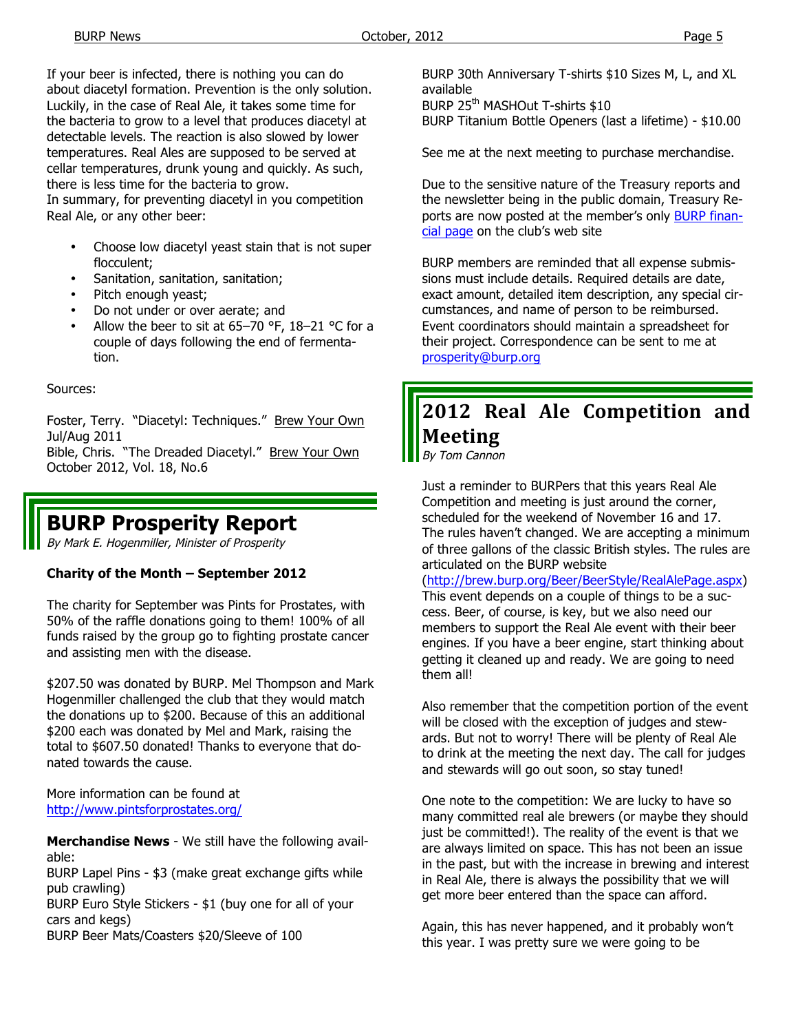If your beer is infected, there is nothing you can do about diacetyl formation. Prevention is the only solution. Luckily, in the case of Real Ale, it takes some time for the bacteria to grow to a level that produces diacetyl at detectable levels. The reaction is also slowed by lower temperatures. Real Ales are supposed to be served at cellar temperatures, drunk young and quickly. As such, there is less time for the bacteria to grow.
In summary, for preventing diacetyl in you competition Real Ale, or any other beer:

- Choose low diacetyl yeast stain that is not super flocculent;
- Sanitation, sanitation, sanitation;
- Pitch enough yeast;
- Do not under or over aerate; and
- Allow the beer to sit at 65–70 °F, 18–21 °C for a couple of days following the end of fermentation.

Sources:

Foster, Terry. "Diacetyl: Techniques." Brew Your Own Jul/Aug 2011
Bible, Chris. "The Dreaded Diacetyl." Brew Your Own October 2012, Vol. 18, No.6

## BURP Prosperity Report

*By Mark E. Hogenmiller, Minister of Prosperity*

**Charity of the Month – September 2012**

The charity for September was Pints for Prostates, with 50% of the raffle donations going to them! 100% of all funds raised by the group go to fighting prostate cancer and assisting men with the disease.

$207.50 was donated by BURP. Mel Thompson and Mark Hogenmiller challenged the club that they would match the donations up to $200. Because of this an additional $200 each was donated by Mel and Mark, raising the total to $607.50 donated! Thanks to everyone that donated towards the cause.

More information can be found at http://www.pintsforprostates.org/

**Merchandise News** - We still have the following available:
BURP Lapel Pins - $3 (make great exchange gifts while pub crawling)
BURP Euro Style Stickers - $1 (buy one for all of your cars and kegs)
BURP Beer Mats/Coasters $20/Sleeve of 100
BURP 30th Anniversary T-shirts $10 Sizes M, L, and XL available
BURP 25th MASHOut T-shirts $10
BURP Titanium Bottle Openers (last a lifetime) - $10.00

See me at the next meeting to purchase merchandise.

Due to the sensitive nature of the Treasury reports and the newsletter being in the public domain, Treasury Reports are now posted at the member's only BURP financial page on the club's web site

BURP members are reminded that all expense submissions must include details. Required details are date, exact amount, detailed item description, any special circumstances, and name of person to be reimbursed. Event coordinators should maintain a spreadsheet for their project. Correspondence can be sent to me at prosperity@burp.org

## 2012 Real Ale Competition and Meeting

*By Tom Cannon*

Just a reminder to BURPers that this years Real Ale Competition and meeting is just around the corner, scheduled for the weekend of November 16 and 17. The rules haven't changed. We are accepting a minimum of three gallons of the classic British styles. The rules are articulated on the BURP website (http://brew.burp.org/Beer/BeerStyle/RealAlePage.aspx) This event depends on a couple of things to be a success. Beer, of course, is key, but we also need our members to support the Real Ale event with their beer engines. If you have a beer engine, start thinking about getting it cleaned up and ready. We are going to need them all!

Also remember that the competition portion of the event will be closed with the exception of judges and stewards. But not to worry! There will be plenty of Real Ale to drink at the meeting the next day. The call for judges and stewards will go out soon, so stay tuned!

One note to the competition: We are lucky to have so many committed real ale brewers (or maybe they should just be committed!). The reality of the event is that we are always limited on space. This has not been an issue in the past, but with the increase in brewing and interest in Real Ale, there is always the possibility that we will get more beer entered than the space can afford.

Again, this has never happened, and it probably won't this year. I was pretty sure we were going to be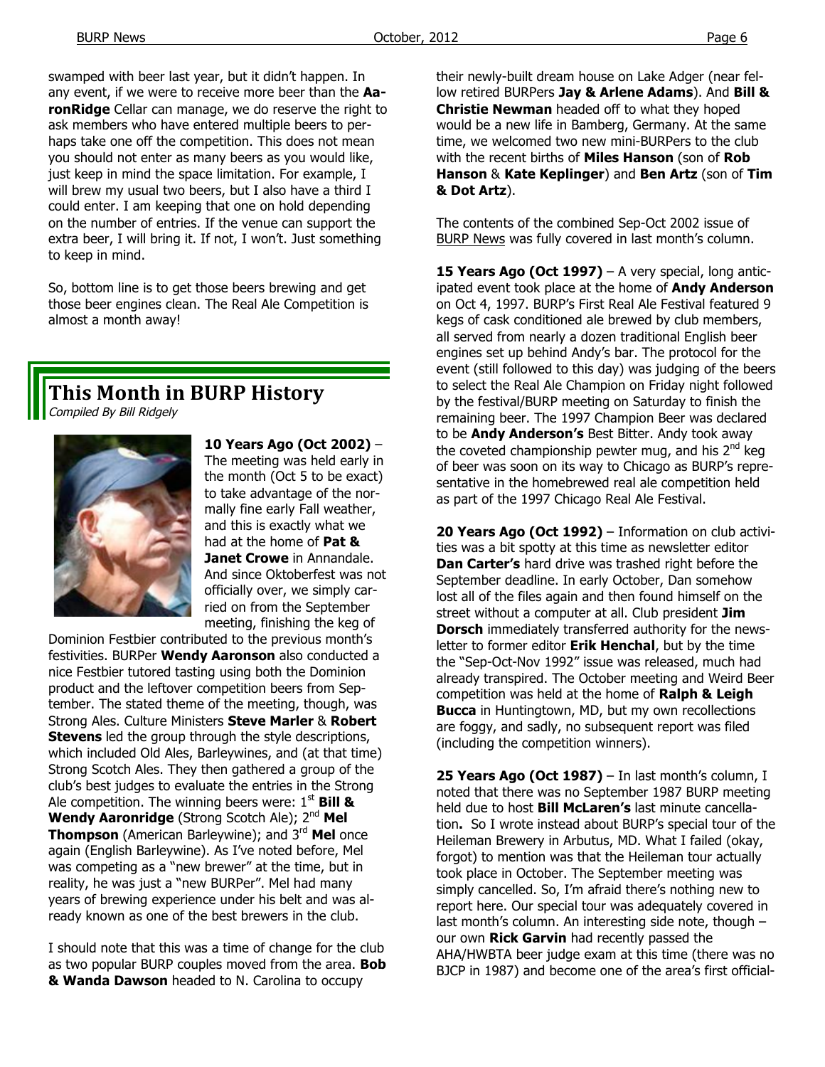swamped with beer last year, but it didn't happen. In any event, if we were to receive more beer than the **AaronRidge** Cellar can manage, we do reserve the right to ask members who have entered multiple beers to perhaps take one off the competition. This does not mean you should not enter as many beers as you would like, just keep in mind the space limitation. For example, I will brew my usual two beers, but I also have a third I could enter. I am keeping that one on hold depending on the number of entries. If the venue can support the extra beer, I will bring it. If not, I won't. Just something to keep in mind.

So, bottom line is to get those beers brewing and get those beer engines clean. The Real Ale Competition is almost a month away!

## This Month in BURP History

*Compiled By Bill Ridgely*

**10 Years Ago (Oct 2002)** – The meeting was held early in the month (Oct 5 to be exact) to take advantage of the normally fine early Fall weather, and this is exactly what we had at the home of **Pat & Janet Crowe** in Annandale. And since Oktoberfest was not officially over, we simply carried on from the September meeting, finishing the keg of Dominion Festbier contributed to the previous month's festivities. BURPer **Wendy Aaronson** also conducted a nice Festbier tutored tasting using both the Dominion product and the leftover competition beers from September. The stated theme of the meeting, though, was Strong Ales. Culture Ministers **Steve Marler** & **Robert Stevens** led the group through the style descriptions, which included Old Ales, Barleywines, and (at that time) Strong Scotch Ales. They then gathered a group of the club's best judges to evaluate the entries in the Strong Ale competition. The winning beers were: 1st **Bill & Wendy Aaronridge** (Strong Scotch Ale); 2nd **Mel Thompson** (American Barleywine); and 3rd **Mel** once again (English Barleywine). As I've noted before, Mel was competing as a "new brewer" at the time, but in reality, he was just a "new BURPer". Mel had many years of brewing experience under his belt and was already known as one of the best brewers in the club.

I should note that this was a time of change for the club as two popular BURP couples moved from the area. **Bob & Wanda Dawson** headed to N. Carolina to occupy their newly-built dream house on Lake Adger (near fellow retired BURPers **Jay & Arlene Adams**). And **Bill & Christie Newman** headed off to what they hoped would be a new life in Bamberg, Germany. At the same time, we welcomed two new mini-BURPers to the club with the recent births of **Miles Hanson** (son of **Rob Hanson** & **Kate Keplinger**) and **Ben Artz** (son of **Tim & Dot Artz**).

The contents of the combined Sep-Oct 2002 issue of BURP News was fully covered in last month's column.

**15 Years Ago (Oct 1997)** – A very special, long anticipated event took place at the home of **Andy Anderson** on Oct 4, 1997. BURP's First Real Ale Festival featured 9 kegs of cask conditioned ale brewed by club members, all served from nearly a dozen traditional English beer engines set up behind Andy's bar. The protocol for the event (still followed to this day) was judging of the beers to select the Real Ale Champion on Friday night followed by the festival/BURP meeting on Saturday to finish the remaining beer. The 1997 Champion Beer was declared to be **Andy Anderson's** Best Bitter. Andy took away the coveted championship pewter mug, and his 2nd keg of beer was soon on its way to Chicago as BURP's representative in the homebrewed real ale competition held as part of the 1997 Chicago Real Ale Festival.

**20 Years Ago (Oct 1992)** – Information on club activities was a bit spotty at this time as newsletter editor **Dan Carter's** hard drive was trashed right before the September deadline. In early October, Dan somehow lost all of the files again and then found himself on the street without a computer at all. Club president **Jim Dorsch** immediately transferred authority for the newsletter to former editor **Erik Henchal**, but by the time the "Sep-Oct-Nov 1992" issue was released, much had already transpired. The October meeting and Weird Beer competition was held at the home of **Ralph & Leigh Bucca** in Huntingtown, MD, but my own recollections are foggy, and sadly, no subsequent report was filed (including the competition winners).

**25 Years Ago (Oct 1987)** – In last month's column, I noted that there was no September 1987 BURP meeting held due to host **Bill McLaren's** last minute cancellation**.** So I wrote instead about BURP's special tour of the Heileman Brewery in Arbutus, MD. What I failed (okay, forgot) to mention was that the Heileman tour actually took place in October. The September meeting was simply cancelled. So, I'm afraid there's nothing new to report here. Our special tour was adequately covered in last month's column. An interesting side note, though – our own **Rick Garvin** had recently passed the AHA/HWBTA beer judge exam at this time (there was no BJCP in 1987) and become one of the area's first official-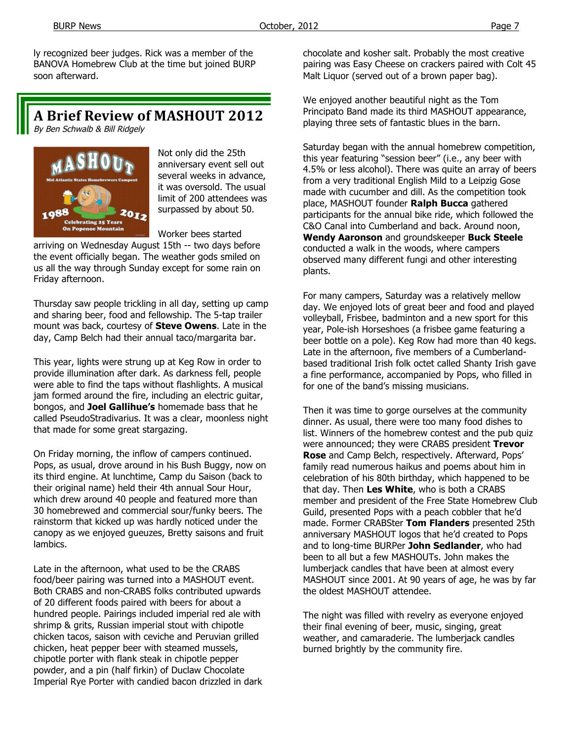ly recognized beer judges. Rick was a member of the BANOVA Homebrew Club at the time but joined BURP soon afterward.

## A Brief Review of MASHOUT 2012

*By Ben Schwalb & Bill Ridgely*

Not only did the 25th anniversary event sell out several weeks in advance, it was oversold. The usual limit of 200 attendees was surpassed by about 50.

Worker bees started arriving on Wednesday August 15th -- two days before the event officially began. The weather gods smiled on us all the way through Sunday except for some rain on Friday afternoon.

Thursday saw people trickling in all day, setting up camp and sharing beer, food and fellowship. The 5-tap trailer mount was back, courtesy of **Steve Owens**. Late in the day, Camp Belch had their annual taco/margarita bar.

This year, lights were strung up at Keg Row in order to provide illumination after dark. As darkness fell, people were able to find the taps without flashlights. A musical jam formed around the fire, including an electric guitar, bongos, and **Joel Gallihue's** homemade bass that he called PseudoStradivarius. It was a clear, moonless night that made for some great stargazing.

On Friday morning, the inflow of campers continued. Pops, as usual, drove around in his Bush Buggy, now on its third engine. At lunchtime, Camp du Saison (back to their original name) held their 4th annual Sour Hour, which drew around 40 people and featured more than 30 homebrewed and commercial sour/funky beers. The rainstorm that kicked up was hardly noticed under the canopy as we enjoyed gueuzes, Bretty saisons and fruit lambics.

Late in the afternoon, what used to be the CRABS food/beer pairing was turned into a MASHOUT event. Both CRABS and non-CRABS folks contributed upwards of 20 different foods paired with beers for about a hundred people. Pairings included imperial red ale with shrimp & grits, Russian imperial stout with chipotle chicken tacos, saison with ceviche and Peruvian grilled chicken, heat pepper beer with steamed mussels, chipotle porter with flank steak in chipotle pepper powder, and a pin (half firkin) of Duclaw Chocolate Imperial Rye Porter with candied bacon drizzled in dark chocolate and kosher salt. Probably the most creative pairing was Easy Cheese on crackers paired with Colt 45 Malt Liquor (served out of a brown paper bag).

We enjoyed another beautiful night as the Tom Principato Band made its third MASHOUT appearance, playing three sets of fantastic blues in the barn.

Saturday began with the annual homebrew competition, this year featuring "session beer" (i.e., any beer with 4.5% or less alcohol). There was quite an array of beers from a very traditional English Mild to a Leipzig Gose made with cucumber and dill. As the competition took place, MASHOUT founder **Ralph Bucca** gathered participants for the annual bike ride, which followed the C&O Canal into Cumberland and back. Around noon, **Wendy Aaronson** and groundskeeper **Buck Steele** conducted a walk in the woods, where campers observed many different fungi and other interesting plants.

For many campers, Saturday was a relatively mellow day. We enjoyed lots of great beer and food and played volleyball, Frisbee, badminton and a new sport for this year, Pole-ish Horseshoes (a frisbee game featuring a beer bottle on a pole). Keg Row had more than 40 kegs. Late in the afternoon, five members of a Cumberland-based traditional Irish folk octet called Shanty Irish gave a fine performance, accompanied by Pops, who filled in for one of the band's missing musicians.

Then it was time to gorge ourselves at the community dinner. As usual, there were too many food dishes to list. Winners of the homebrew contest and the pub quiz were announced; they were CRABS president **Trevor Rose** and Camp Belch, respectively. Afterward, Pops' family read numerous haikus and poems about him in celebration of his 80th birthday, which happened to be that day. Then **Les White**, who is both a CRABS member and president of the Free State Homebrew Club Guild, presented Pops with a peach cobbler that he'd made. Former CRABSter **Tom Flanders** presented 25th anniversary MASHOUT logos that he'd created to Pops and to long-time BURPer **John Sedlander**, who had been to all but a few MASHOUTs. John makes the lumberjack candles that have been at almost every MASHOUT since 2001. At 90 years of age, he was by far the oldest MASHOUT attendee.

The night was filled with revelry as everyone enjoyed their final evening of beer, music, singing, great weather, and camaraderie. The lumberjack candles burned brightly by the community fire.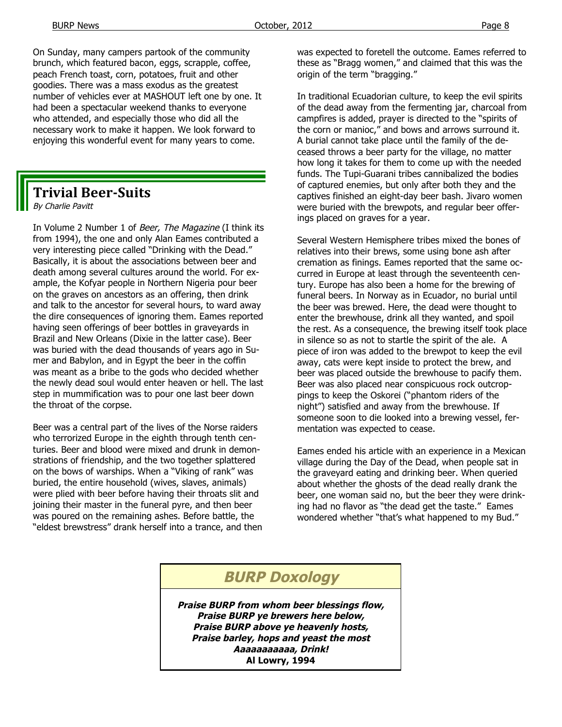On Sunday, many campers partook of the community brunch, which featured bacon, eggs, scrapple, coffee, peach French toast, corn, potatoes, fruit and other goodies. There was a mass exodus as the greatest number of vehicles ever at MASHOUT left one by one. It had been a spectacular weekend thanks to everyone who attended, and especially those who did all the necessary work to make it happen. We look forward to enjoying this wonderful event for many years to come.

## Trivial Beer-Suits

*By Charlie Pavitt*

In Volume 2 Number 1 of *Beer, The Magazine* (I think its from 1994), the one and only Alan Eames contributed a very interesting piece called "Drinking with the Dead." Basically, it is about the associations between beer and death among several cultures around the world. For example, the Kofyar people in Northern Nigeria pour beer on the graves on ancestors as an offering, then drink and talk to the ancestor for several hours, to ward away the dire consequences of ignoring them. Eames reported having seen offerings of beer bottles in graveyards in Brazil and New Orleans (Dixie in the latter case). Beer was buried with the dead thousands of years ago in Sumer and Babylon, and in Egypt the beer in the coffin was meant as a bribe to the gods who decided whether the newly dead soul would enter heaven or hell. The last step in mummification was to pour one last beer down the throat of the corpse.

Beer was a central part of the lives of the Norse raiders who terrorized Europe in the eighth through tenth centuries. Beer and blood were mixed and drunk in demonstrations of friendship, and the two together splattered on the bows of warships. When a "Viking of rank" was buried, the entire household (wives, slaves, animals) were plied with beer before having their throats slit and joining their master in the funeral pyre, and then beer was poured on the remaining ashes. Before battle, the "eldest brewstress" drank herself into a trance, and then was expected to foretell the outcome. Eames referred to these as "Bragg women," and claimed that this was the origin of the term "bragging."

In traditional Ecuadorian culture, to keep the evil spirits of the dead away from the fermenting jar, charcoal from campfires is added, prayer is directed to the "spirits of the corn or manioc," and bows and arrows surround it. A burial cannot take place until the family of the deceased throws a beer party for the village, no matter how long it takes for them to come up with the needed funds. The Tupi-Guarani tribes cannibalized the bodies of captured enemies, but only after both they and the captives finished an eight-day beer bash. Jivaro women were buried with the brewpots, and regular beer offerings placed on graves for a year.

Several Western Hemisphere tribes mixed the bones of relatives into their brews, some using bone ash after cremation as finings. Eames reported that the same occurred in Europe at least through the seventeenth century. Europe has also been a home for the brewing of funeral beers. In Norway as in Ecuador, no burial until the beer was brewed. Here, the dead were thought to enter the brewhouse, drink all they wanted, and spoil the rest. As a consequence, the brewing itself took place in silence so as not to startle the spirit of the ale. A piece of iron was added to the brewpot to keep the evil away, cats were kept inside to protect the brew, and beer was placed outside the brewhouse to pacify them. Beer was also placed near conspicuous rock outcroppings to keep the Oskorei ("phantom riders of the night") satisfied and away from the brewhouse. If someone soon to die looked into a brewing vessel, fermentation was expected to cease.

Eames ended his article with an experience in a Mexican village during the Day of the Dead, when people sat in the graveyard eating and drinking beer. When queried about whether the ghosts of the dead really drank the beer, one woman said no, but the beer they were drinking had no flavor as "the dead get the taste." Eames wondered whether "that's what happened to my Bud."

## BURP Doxology

***Praise BURP from whom beer blessings flow,***
***Praise BURP ye brewers here below,***
***Praise BURP above ye heavenly hosts,***
***Praise barley, hops and yeast the most***
***Aaaaaaaaaa, Drink!***
**Al Lowry, 1994**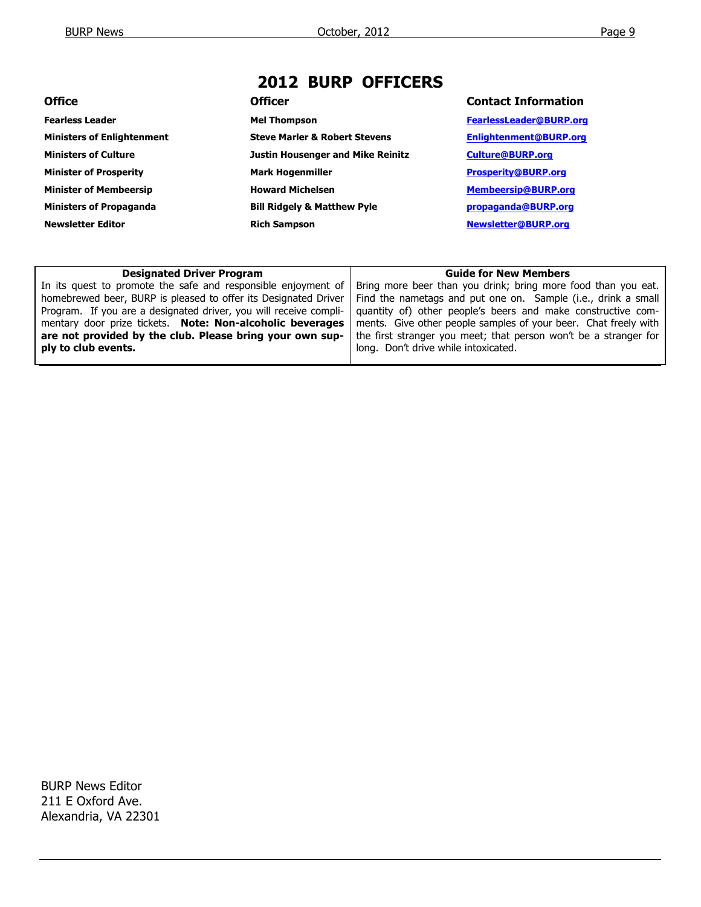# 2012 BURP OFFICERS

| Office | Officer | Contact Information |
|---|---|---|
| **Fearless Leader** | **Mel Thompson** | **FearlessLeader@BURP.org** |
| **Ministers of Enlightenment** | **Steve Marler & Robert Stevens** | **Enlightenment@BURP.org** |
| **Ministers of Culture** | **Justin Housenger and Mike Reinitz** | **Culture@BURP.org** |
| **Minister of Prosperity** | **Mark Hogenmiller** | **Prosperity@BURP.org** |
| **Minister of Membeersip** | **Howard Michelsen** | **Membeersip@BURP.org** |
| **Ministers of Propaganda** | **Bill Ridgely & Matthew Pyle** | **propaganda@BURP.org** |
| **Newsletter Editor** | **Rich Sampson** | **Newsletter@BURP.org** |

| Designated Driver Program | Guide for New Members |
|---|---|
| In its quest to promote the safe and responsible enjoyment of homebrewed beer, BURP is pleased to offer its Designated Driver Program. If you are a designated driver, you will receive complimentary door prize tickets. **Note: Non-alcoholic beverages are not provided by the club. Please bring your own supply to club events.** | Bring more beer than you drink; bring more food than you eat. Find the nametags and put one on. Sample (i.e., drink a small quantity of) other people's beers and make constructive comments. Give other people samples of your beer. Chat freely with the first stranger you meet; that person won't be a stranger for long. Don't drive while intoxicated. |

BURP News Editor
211 E Oxford Ave.
Alexandria, VA 22301